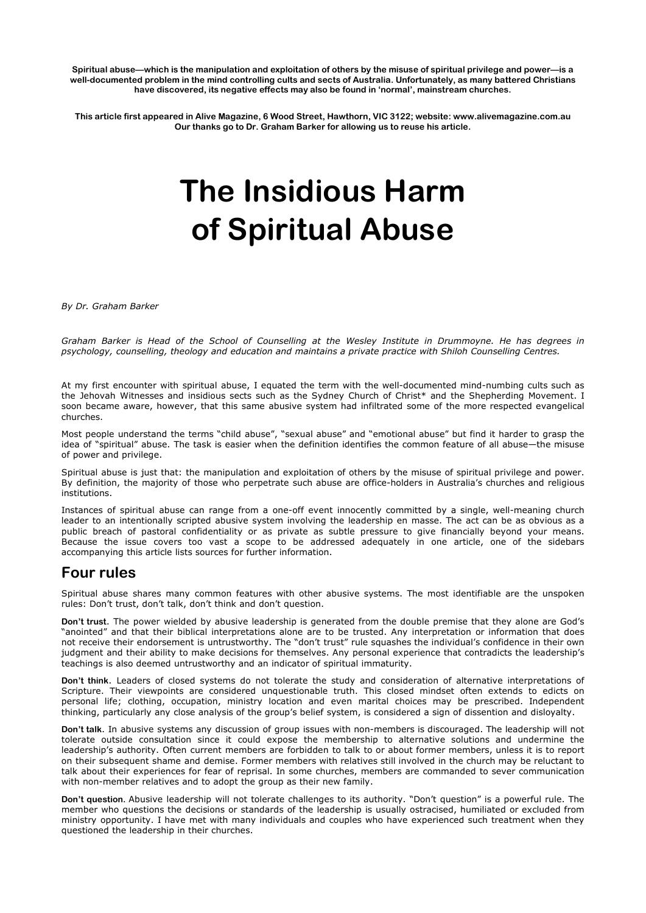**Spiritual abuse—which is the manipulation and exploitation of others by the misuse of spiritual privilege and power—is a well-documented problem in the mind controlling cults and sects of Australia. Unfortunately, as many battered Christians have discovered, its negative effects may also be found in 'normal', mainstream churches.**

**This article first appeared in Alive Magazine, 6 Wood Street, Hawthorn, VIC 3122; website: www.alivemagazine.com.au Our thanks go to Dr. Graham Barker for allowing us to reuse his article.**

# The Insidious Harm of Spiritual Abuse

*By Dr. Graham Barker*

*Graham Barker is Head of the School of Counselling at the Wesley Institute in Drummoyne. He has degrees in psychology, counselling, theology and education and maintains a private practice with Shiloh Counselling Centres.*

At my first encounter with spiritual abuse, I equated the term with the well-documented mind-numbing cults such as the Jehovah Witnesses and insidious sects such as the Sydney Church of Christ* and the Shepherding Movement. I soon became aware, however, that this same abusive system had infiltrated some of the more respected evangelical churches.

Most people understand the terms "child abuse", "sexual abuse" and "emotional abuse" but find it harder to grasp the idea of "spiritual" abuse. The task is easier when the definition identifies the common feature of all abuse—the misuse of power and privilege.

Spiritual abuse is just that: the manipulation and exploitation of others by the misuse of spiritual privilege and power. By definition, the majority of those who perpetrate such abuse are office-holders in Australia's churches and religious institutions.

Instances of spiritual abuse can range from a one-off event innocently committed by a single, well-meaning church leader to an intentionally scripted abusive system involving the leadership en masse. The act can be as obvious as a public breach of pastoral confidentiality or as private as subtle pressure to give financially beyond your means. Because the issue covers too vast a scope to be addressed adequately in one article, one of the sidebars accompanying this article lists sources for further information.

## Four rules

Spiritual abuse shares many common features with other abusive systems. The most identifiable are the unspoken rules: Don't trust, don't talk, don't think and don't question.

**Don't trust**. The power wielded by abusive leadership is generated from the double premise that they alone are God's "anointed" and that their biblical interpretations alone are to be trusted. Any interpretation or information that does not receive their endorsement is untrustworthy. The "don't trust" rule squashes the individual's confidence in their own judgment and their ability to make decisions for themselves. Any personal experience that contradicts the leadership's teachings is also deemed untrustworthy and an indicator of spiritual immaturity.

**Don't think**. Leaders of closed systems do not tolerate the study and consideration of alternative interpretations of Scripture. Their viewpoints are considered unquestionable truth. This closed mindset often extends to edicts on personal life; clothing, occupation, ministry location and even marital choices may be prescribed. Independent thinking, particularly any close analysis of the group's belief system, is considered a sign of dissention and disloyalty.

**Don't talk**. In abusive systems any discussion of group issues with non-members is discouraged. The leadership will not tolerate outside consultation since it could expose the membership to alternative solutions and undermine the leadership's authority. Often current members are forbidden to talk to or about former members, unless it is to report on their subsequent shame and demise. Former members with relatives still involved in the church may be reluctant to talk about their experiences for fear of reprisal. In some churches, members are commanded to sever communication with non-member relatives and to adopt the group as their new family.

**Don't question**. Abusive leadership will not tolerate challenges to its authority. "Don't question" is a powerful rule. The member who questions the decisions or standards of the leadership is usually ostracised, humiliated or excluded from ministry opportunity. I have met with many individuals and couples who have experienced such treatment when they questioned the leadership in their churches.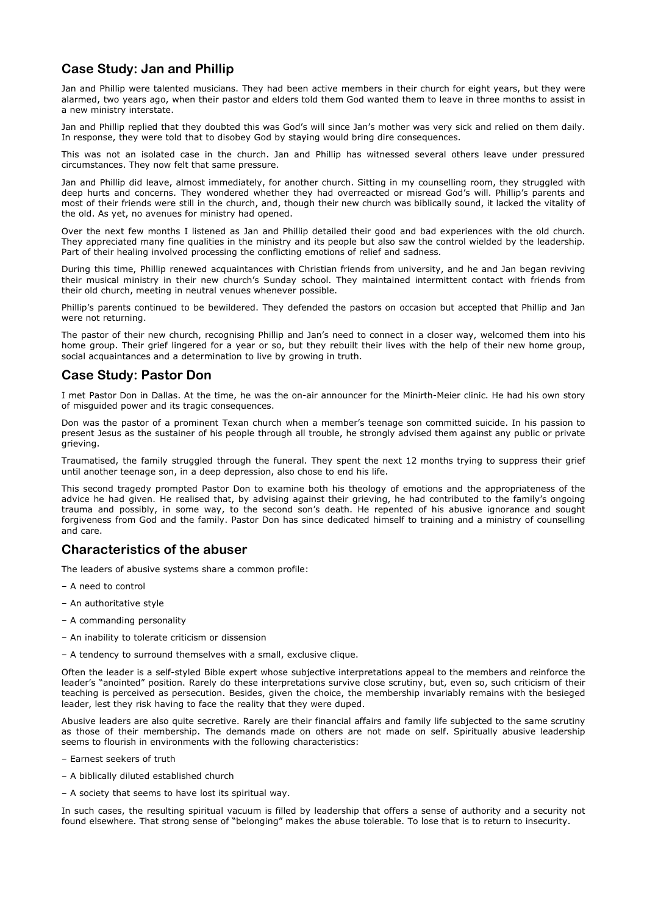## Case Study: Jan and Phillip

Jan and Phillip were talented musicians. They had been active members in their church for eight years, but they were alarmed, two years ago, when their pastor and elders told them God wanted them to leave in three months to assist in a new ministry interstate.

Jan and Phillip replied that they doubted this was God's will since Jan's mother was very sick and relied on them daily. In response, they were told that to disobey God by staying would bring dire consequences.

This was not an isolated case in the church. Jan and Phillip has witnessed several others leave under pressured circumstances. They now felt that same pressure.

Jan and Phillip did leave, almost immediately, for another church. Sitting in my counselling room, they struggled with deep hurts and concerns. They wondered whether they had overreacted or misread God's will. Phillip's parents and most of their friends were still in the church, and, though their new church was biblically sound, it lacked the vitality of the old. As yet, no avenues for ministry had opened.

Over the next few months I listened as Jan and Phillip detailed their good and bad experiences with the old church. They appreciated many fine qualities in the ministry and its people but also saw the control wielded by the leadership. Part of their healing involved processing the conflicting emotions of relief and sadness.

During this time, Phillip renewed acquaintances with Christian friends from university, and he and Jan began reviving their musical ministry in their new church's Sunday school. They maintained intermittent contact with friends from their old church, meeting in neutral venues whenever possible.

Phillip's parents continued to be bewildered. They defended the pastors on occasion but accepted that Phillip and Jan were not returning.

The pastor of their new church, recognising Phillip and Jan's need to connect in a closer way, welcomed them into his home group. Their grief lingered for a year or so, but they rebuilt their lives with the help of their new home group, social acquaintances and a determination to live by growing in truth.

## Case Study: Pastor Don

I met Pastor Don in Dallas. At the time, he was the on-air announcer for the Minirth-Meier clinic. He had his own story of misguided power and its tragic consequences.

Don was the pastor of a prominent Texan church when a member's teenage son committed suicide. In his passion to present Jesus as the sustainer of his people through all trouble, he strongly advised them against any public or private grieving.

Traumatised, the family struggled through the funeral. They spent the next 12 months trying to suppress their grief until another teenage son, in a deep depression, also chose to end his life.

This second tragedy prompted Pastor Don to examine both his theology of emotions and the appropriateness of the advice he had given. He realised that, by advising against their grieving, he had contributed to the family's ongoing trauma and possibly, in some way, to the second son's death. He repented of his abusive ignorance and sought forgiveness from God and the family. Pastor Don has since dedicated himself to training and a ministry of counselling and care.

## Characteristics of the abuser

The leaders of abusive systems share a common profile:

– A need to control

– An authoritative style

– A commanding personality

– An inability to tolerate criticism or dissension

– A tendency to surround themselves with a small, exclusive clique.

Often the leader is a self-styled Bible expert whose subjective interpretations appeal to the members and reinforce the leader's "anointed" position. Rarely do these interpretations survive close scrutiny, but, even so, such criticism of their teaching is perceived as persecution. Besides, given the choice, the membership invariably remains with the besieged leader, lest they risk having to face the reality that they were duped.

Abusive leaders are also quite secretive. Rarely are their financial affairs and family life subjected to the same scrutiny as those of their membership. The demands made on others are not made on self. Spiritually abusive leadership seems to flourish in environments with the following characteristics:

– Earnest seekers of truth

– A biblically diluted established church

– A society that seems to have lost its spiritual way.

In such cases, the resulting spiritual vacuum is filled by leadership that offers a sense of authority and a security not found elsewhere. That strong sense of "belonging" makes the abuse tolerable. To lose that is to return to insecurity.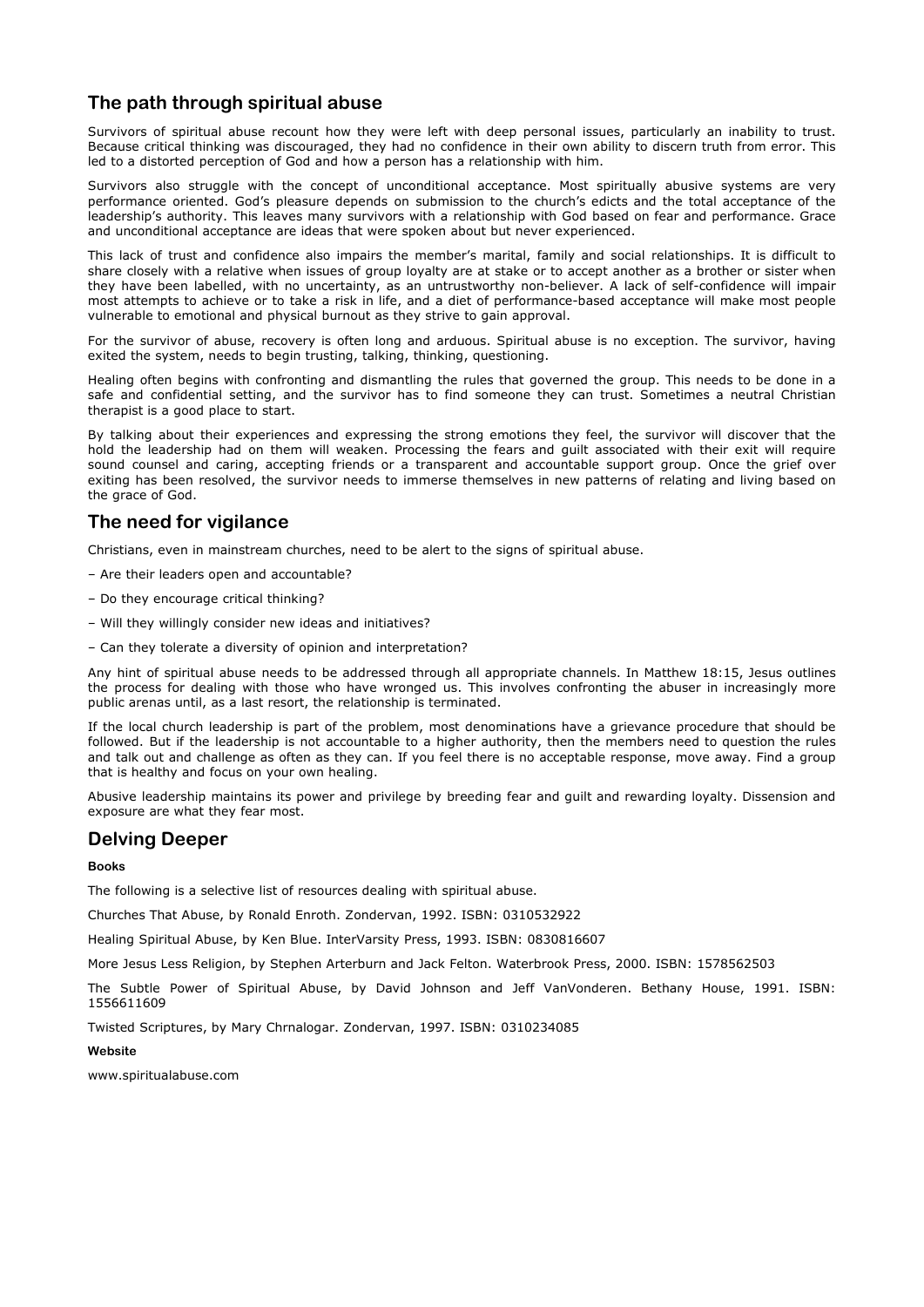## The path through spiritual abuse

Survivors of spiritual abuse recount how they were left with deep personal issues, particularly an inability to trust. Because critical thinking was discouraged, they had no confidence in their own ability to discern truth from error. This led to a distorted perception of God and how a person has a relationship with him.

Survivors also struggle with the concept of unconditional acceptance. Most spiritually abusive systems are very performance oriented. God's pleasure depends on submission to the church's edicts and the total acceptance of the leadership's authority. This leaves many survivors with a relationship with God based on fear and performance. Grace and unconditional acceptance are ideas that were spoken about but never experienced.

This lack of trust and confidence also impairs the member's marital, family and social relationships. It is difficult to share closely with a relative when issues of group loyalty are at stake or to accept another as a brother or sister when they have been labelled, with no uncertainty, as an untrustworthy non-believer. A lack of self-confidence will impair most attempts to achieve or to take a risk in life, and a diet of performance-based acceptance will make most people vulnerable to emotional and physical burnout as they strive to gain approval.

For the survivor of abuse, recovery is often long and arduous. Spiritual abuse is no exception. The survivor, having exited the system, needs to begin trusting, talking, thinking, questioning.

Healing often begins with confronting and dismantling the rules that governed the group. This needs to be done in a safe and confidential setting, and the survivor has to find someone they can trust. Sometimes a neutral Christian therapist is a good place to start.

By talking about their experiences and expressing the strong emotions they feel, the survivor will discover that the hold the leadership had on them will weaken. Processing the fears and guilt associated with their exit will require sound counsel and caring, accepting friends or a transparent and accountable support group. Once the grief over exiting has been resolved, the survivor needs to immerse themselves in new patterns of relating and living based on the grace of God.

## The need for vigilance

Christians, even in mainstream churches, need to be alert to the signs of spiritual abuse.

– Are their leaders open and accountable?

– Do they encourage critical thinking?

– Will they willingly consider new ideas and initiatives?

– Can they tolerate a diversity of opinion and interpretation?

Any hint of spiritual abuse needs to be addressed through all appropriate channels. In Matthew 18:15, Jesus outlines the process for dealing with those who have wronged us. This involves confronting the abuser in increasingly more public arenas until, as a last resort, the relationship is terminated.

If the local church leadership is part of the problem, most denominations have a grievance procedure that should be followed. But if the leadership is not accountable to a higher authority, then the members need to question the rules and talk out and challenge as often as they can. If you feel there is no acceptable response, move away. Find a group that is healthy and focus on your own healing.

Abusive leadership maintains its power and privilege by breeding fear and guilt and rewarding loyalty. Dissension and exposure are what they fear most.

## Delving Deeper

**Books**

The following is a selective list of resources dealing with spiritual abuse.

Churches That Abuse, by Ronald Enroth. Zondervan, 1992. ISBN: 0310532922

Healing Spiritual Abuse, by Ken Blue. InterVarsity Press, 1993. ISBN: 0830816607

More Jesus Less Religion, by Stephen Arterburn and Jack Felton. Waterbrook Press, 2000. ISBN: 1578562503

The Subtle Power of Spiritual Abuse, by David Johnson and Jeff VanVonderen. Bethany House, 1991. ISBN: 1556611609

Twisted Scriptures, by Mary Chrnalogar. Zondervan, 1997. ISBN: 0310234085

**Website**

www.spiritualabuse.com